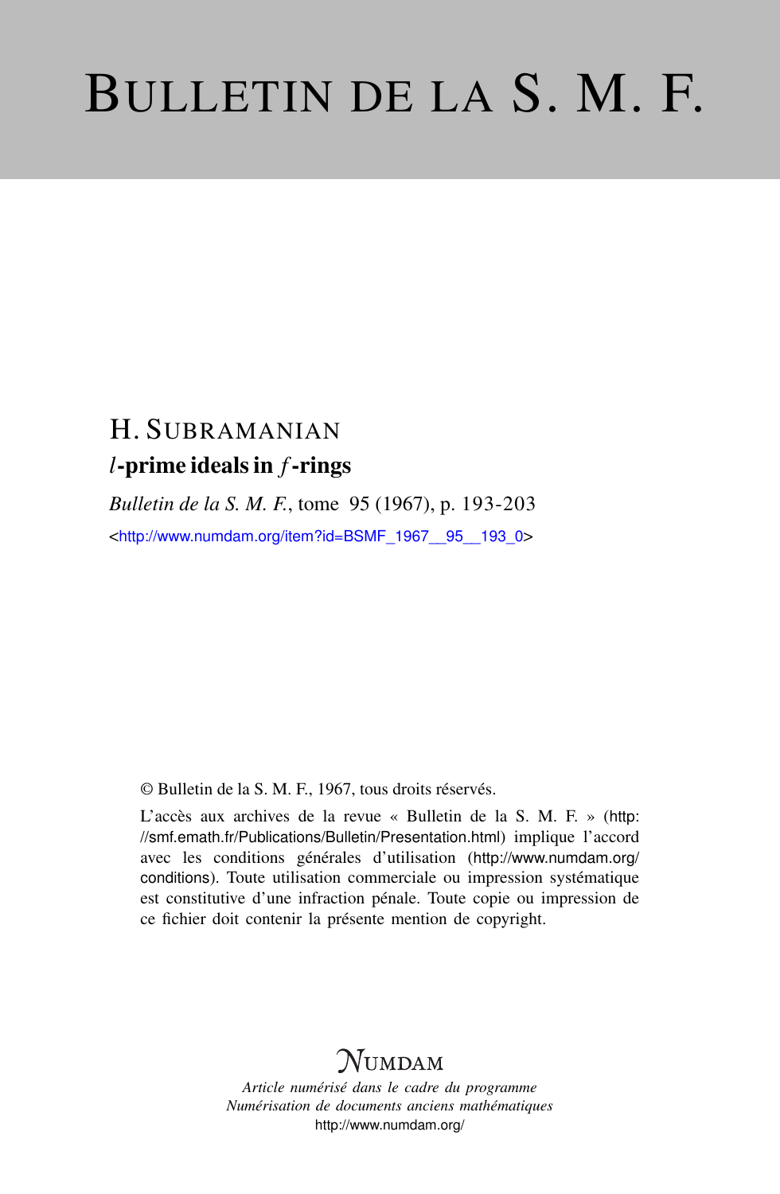# BULLETIN DE LA S. M. F.

H. SUBRAMANIAN

**$l$-prime ideals in $f$-rings**

*Bulletin de la S. M. F.*, tome 95 (1967), p. 193-203

<http://www.numdam.org/item?id=BSMF_1967__95__193_0>

© Bulletin de la S. M. F., 1967, tous droits réservés.

L'accès aux archives de la revue « Bulletin de la S. M. F. » (http://smf.emath.fr/Publications/Bulletin/Presentation.html) implique l'accord avec les conditions générales d'utilisation (http://www.numdam.org/conditions). Toute utilisation commerciale ou impression systématique est constitutive d'une infraction pénale. Toute copie ou impression de ce fichier doit contenir la présente mention de copyright.

NUMDAM

*Article numérisé dans le cadre du programme*
*Numérisation de documents anciens mathématiques*
http://www.numdam.org/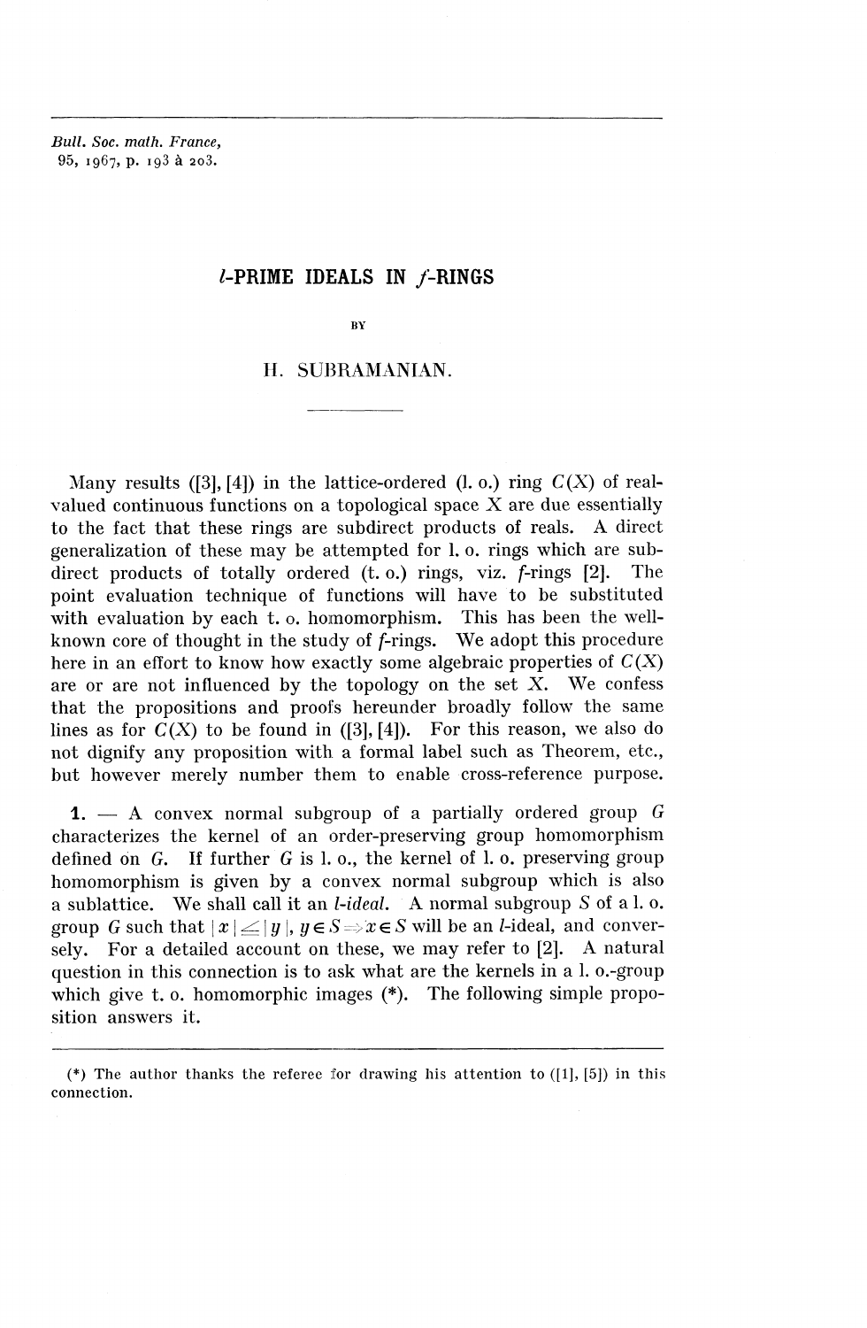# *l*-PRIME IDEALS IN *f*-RINGS

BY

H. SUBRAMANIAN.

---

Many results ([3], [4]) in the lattice-ordered (l. o.) ring $C(X)$ of real-valued continuous functions on a topological space X are due essentially to the fact that these rings are subdirect products of reals. A direct generalization of these may be attempted for l. o. rings which are subdirect products of totally ordered (t. o.) rings, viz. *f*-rings [2]. The point evaluation technique of functions will have to be substituted with evaluation by each t. o. homomorphism. This has been the well-known core of thought in the study of *f*-rings. We adopt this procedure here in an effort to know how exactly some algebraic properties of $C(X)$ are or are not influenced by the topology on the set X. We confess that the propositions and proofs hereunder broadly follow the same lines as for $C(X)$ to be found in ([3], [4]). For this reason, we also do not dignify any proposition with a formal label such as Theorem, etc., but however merely number them to enable cross-reference purpose.

**1.** — A convex normal subgroup of a partially ordered group $G$ characterizes the kernel of an order-preserving group homomorphism defined on $G$. If further $G$ is l. o., the kernel of l. o. preserving group homomorphism is given by a convex normal subgroup which is also a sublattice. We shall call it an *l-ideal*. A normal subgroup $S$ of a l. o. group $G$ such that $|x| \leq |y|$, $y \in S \Rightarrow x \in S$ will be an *l*-ideal, and conversely. For a detailed account on these, we may refer to [2]. A natural question in this connection is to ask what are the kernels in a l. o.-group which give t. o. homomorphic images (*). The following simple proposition answers it.

---

(*) The author thanks the referee for drawing his attention to ([1], [5]) in this connection.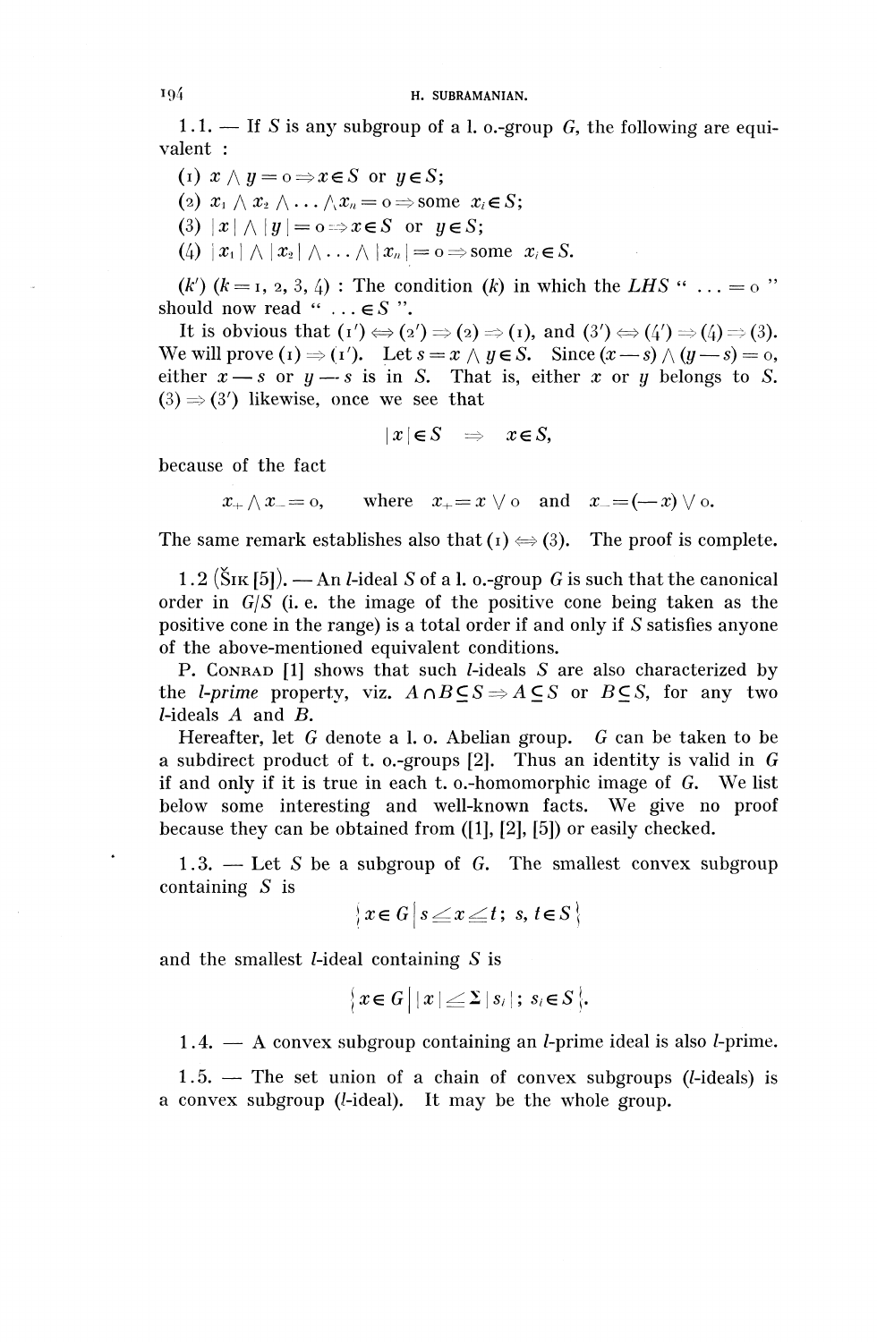1.1. — If $S$ is any subgroup of a l. o.-group $G$, the following are equivalent :

(1) $x \wedge y = 0 \Rightarrow x \in S$ or $y \in S$;

(2) $x_1 \wedge x_2 \wedge \ldots \wedge x_n = 0 \Rightarrow$ some $x_i \in S$;

(3) $|x| \wedge |y| = 0 \Rightarrow x \in S$ or $y \in S$;

(4) $|x_1| \wedge |x_2| \wedge \ldots \wedge |x_n| = 0 \Rightarrow$ some $x_i \in S$.

($k'$) ($k = 1, 2, 3, 4$) : The condition ($k$) in which the *LHS* " $\ldots = 0$ " should now read " $\ldots \in S$ ".

It is obvious that $(1') \Leftrightarrow (2') \Rightarrow (2) \Rightarrow (1)$, and $(3') \Leftrightarrow (4') \Rightarrow (4) \Rightarrow (3)$. We will prove $(1) \Rightarrow (1')$. Let $s = x \wedge y \in S$. Since $(x - s) \wedge (y - s) = 0$, either $x - s$ or $y - s$ is in $S$. That is, either $x$ or $y$ belongs to $S$. $(3) \Rightarrow (3')$ likewise, once we see that

$$|x| \in S \quad \Rightarrow \quad x \in S,$$

because of the fact

$$x_+ \wedge x_- = 0, \qquad \text{where} \quad x_+ = x \vee 0 \quad \text{and} \quad x_- = (-x) \vee 0.$$

The same remark establishes also that $(1) \Leftrightarrow (3)$. The proof is complete.

1.2 (Šik [5]). — An *l*-ideal $S$ of a l. o.-group $G$ is such that the canonical order in $G/S$ (i. e. the image of the positive cone being taken as the positive cone in the range) is a total order if and only if $S$ satisfies anyone of the above-mentioned equivalent conditions.

P. Conrad [1] shows that such *l*-ideals $S$ are also characterized by the *l-prime* property, viz. $A \cap B \subseteq S \Rightarrow A \subseteq S$ or $B \subseteq S$, for any two *l*-ideals $A$ and $B$.

Hereafter, let $G$ denote a l. o. Abelian group. $G$ can be taken to be a subdirect product of t. o.-groups [2]. Thus an identity is valid in $G$ if and only if it is true in each t. o.-homomorphic image of $G$. We list below some interesting and well-known facts. We give no proof because they can be obtained from ([1], [2], [5]) or easily checked.

1.3. — Let $S$ be a subgroup of $G$. The smallest convex subgroup containing $S$ is

$$\{x \in G \mid s \leq x \leq t;\ s, t \in S\}$$

and the smallest *l*-ideal containing $S$ is

$$\{x \in G \,\big|\, |x| \leq \Sigma\, |s_i|;\ s_i \in S\}.$$

1.4. — A convex subgroup containing an *l*-prime ideal is also *l*-prime.

1.5. — The set union of a chain of convex subgroups (*l*-ideals) is a convex subgroup (*l*-ideal). It may be the whole group.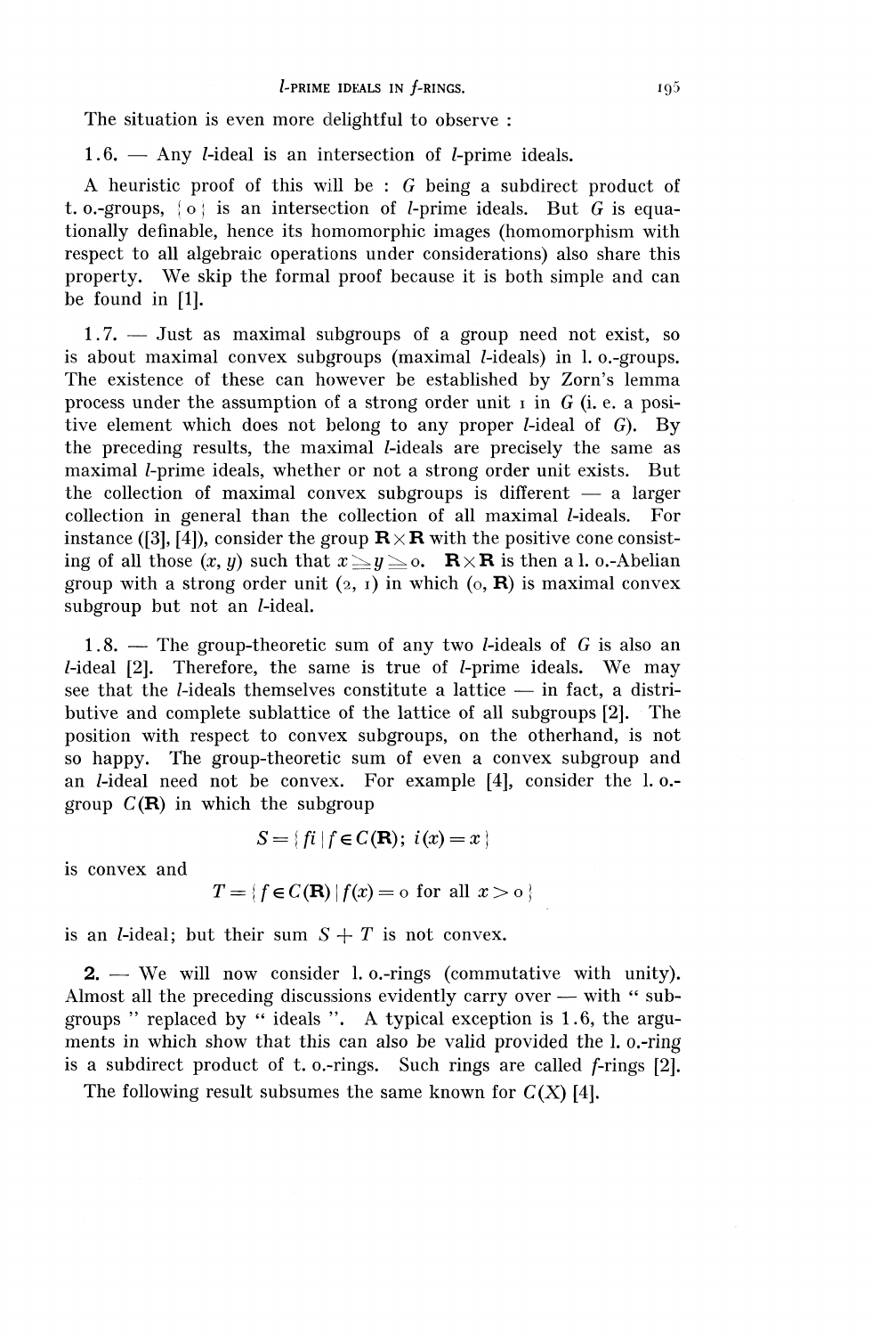The situation is even more delightful to observe :

1.6. — Any $l$-ideal is an intersection of $l$-prime ideals.

A heuristic proof of this will be : $G$ being a subdirect product of t. o.-groups, $\{0\}$ is an intersection of $l$-prime ideals. But $G$ is equationally definable, hence its homomorphic images (homomorphism with respect to all algebraic operations under considerations) also share this property. We skip the formal proof because it is both simple and can be found in [1].

1.7. — Just as maximal subgroups of a group need not exist, so is about maximal convex subgroups (maximal $l$-ideals) in l. o.-groups. The existence of these can however be established by Zorn's lemma process under the assumption of a strong order unit $1$ in $G$ (i. e. a positive element which does not belong to any proper $l$-ideal of $G$). By the preceding results, the maximal $l$-ideals are precisely the same as maximal $l$-prime ideals, whether or not a strong order unit exists. But the collection of maximal convex subgroups is different — a larger collection in general than the collection of all maximal $l$-ideals. For instance ([3], [4]), consider the group $\mathbf{R}\times\mathbf{R}$ with the positive cone consisting of all those $(x, y)$ such that $x \geqq y \geqq 0$. $\mathbf{R}\times\mathbf{R}$ is then a l. o.-Abelian group with a strong order unit $(2, 1)$ in which $(0, \mathbf{R})$ is maximal convex subgroup but not an $l$-ideal.

1.8. — The group-theoretic sum of any two $l$-ideals of $G$ is also an $l$-ideal [2]. Therefore, the same is true of $l$-prime ideals. We may see that the $l$-ideals themselves constitute a lattice — in fact, a distributive and complete sublattice of the lattice of all subgroups [2]. The position with respect to convex subgroups, on the otherhand, is not so happy. The group-theoretic sum of even a convex subgroup and an $l$-ideal need not be convex. For example [4], consider the l. o.-group $C(\mathbf{R})$ in which the subgroup

$$S = \{fi \mid f \in C(\mathbf{R});\ i(x) = x\}$$

is convex and

$$T = \{f \in C(\mathbf{R}) \mid f(x) = 0 \text{ for all } x > 0\}$$

is an $l$-ideal; but their sum $S + T$ is not convex.

2. — We will now consider l. o.-rings (commutative with unity). Almost all the preceding discussions evidently carry over — with " subgroups " replaced by " ideals ". A typical exception is 1.6, the arguments in which show that this can also be valid provided the l. o.-ring is a subdirect product of t. o.-rings. Such rings are called $f$-rings [2].

The following result subsumes the same known for $C(X)$ [4].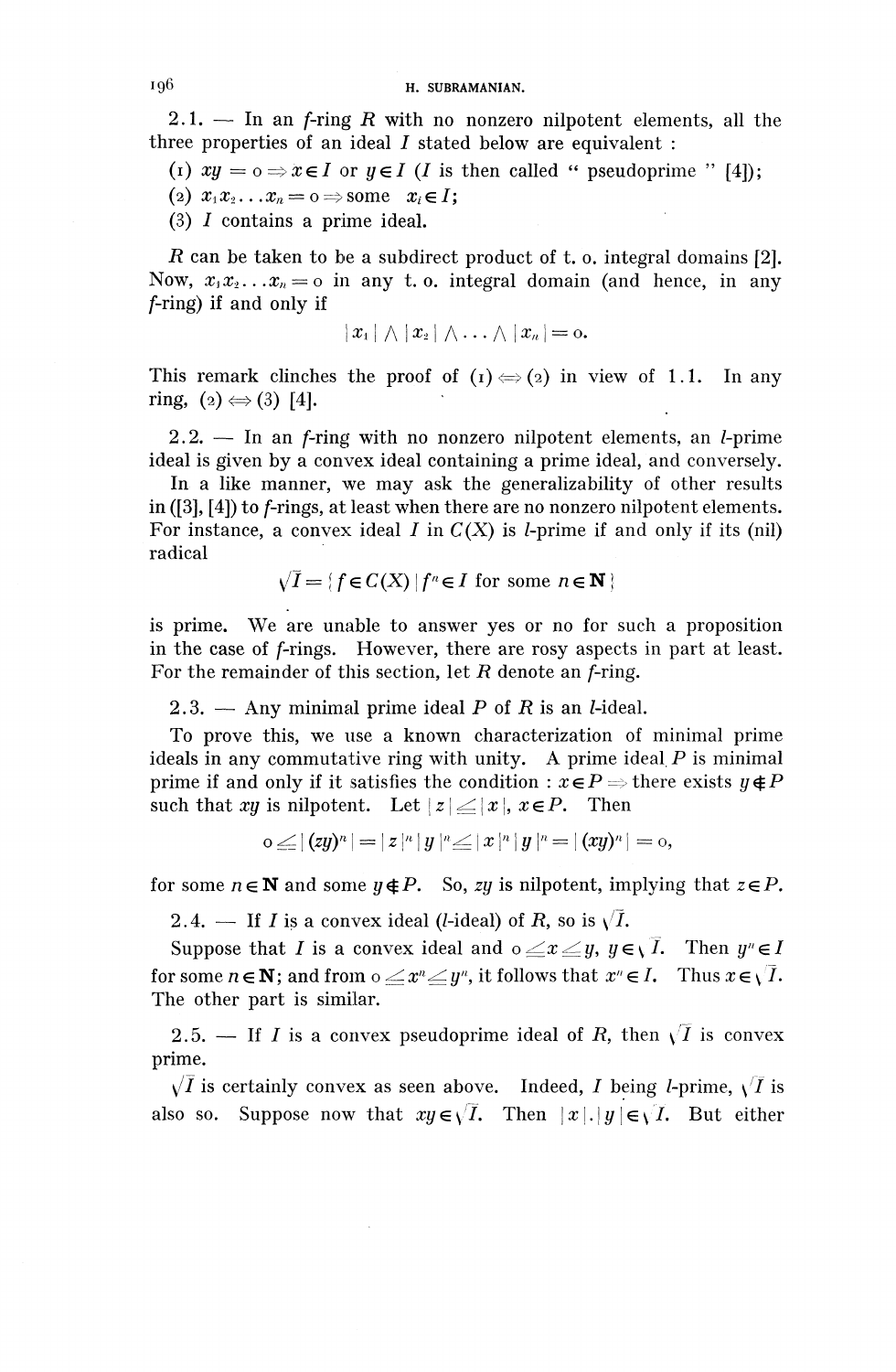2.1. — In an *f*-ring $R$ with no nonzero nilpotent elements, all the three properties of an ideal $I$ stated below are equivalent :

(1) $xy = 0 \Rightarrow x \in I$ or $y \in I$ ($I$ is then called " pseudoprime " [4]);

(2) $x_1 x_2 \ldots x_n = 0 \Rightarrow$ some $x_i \in I$;

(3) $I$ contains a prime ideal.

$R$ can be taken to be a subdirect product of t. o. integral domains [2]. Now, $x_1 x_2 \ldots x_n = 0$ in any t. o. integral domain (and hence, in any *f*-ring) if and only if

$$|x_1| \wedge |x_2| \wedge \ldots \wedge |x_n| = 0.$$

This remark clinches the proof of (1) $\Leftrightarrow$ (2) in view of 1.1. In any ring, (2) $\Leftrightarrow$ (3) [4].

2.2. — In an *f*-ring with no nonzero nilpotent elements, an *l*-prime ideal is given by a convex ideal containing a prime ideal, and conversely.

In a like manner, we may ask the generalizability of other results in ([3], [4]) to *f*-rings, at least when there are no nonzero nilpotent elements. For instance, a convex ideal $I$ in $C(X)$ is *l*-prime if and only if its (nil) radical

$$\sqrt{I} = \{ f \in C(X) \mid f^n \in I \text{ for some } n \in \mathbf{N} \}$$

is prime. We are unable to answer yes or no for such a proposition in the case of *f*-rings. However, there are rosy aspects in part at least. For the remainder of this section, let $R$ denote an *f*-ring.

2.3. — Any minimal prime ideal $P$ of $R$ is an *l*-ideal.

To prove this, we use a known characterization of minimal prime ideals in any commutative ring with unity. A prime ideal $P$ is minimal prime if and only if it satisfies the condition : $x \in P \Rightarrow$ there exists $y \notin P$ such that $xy$ is nilpotent. Let $|z| \leq |x|$, $x \in P$. Then

$$0 \leq |(zy)^n| = |z|^n |y|^n \leq |x|^n |y|^n = |(xy)^n| = 0,$$

for some $n \in \mathbf{N}$ and some $y \notin P$. So, $zy$ is nilpotent, implying that $z \in P$.

2.4. — If $I$ is a convex ideal (*l*-ideal) of $R$, so is $\sqrt{I}$.

Suppose that $I$ is a convex ideal and $0 \leq x \leq y$, $y \in \sqrt{I}$. Then $y^n \in I$ for some $n \in \mathbf{N}$; and from $0 \leq x^n \leq y^n$, it follows that $x^n \in I$. Thus $x \in \sqrt{I}$. The other part is similar.

2.5. — If $I$ is a convex pseudoprime ideal of $R$, then $\sqrt{I}$ is convex prime.

$\sqrt{I}$ is certainly convex as seen above. Indeed, $I$ being *l*-prime, $\sqrt{I}$ is also so. Suppose now that $xy \in \sqrt{I}$. Then $|x|.|y| \in \sqrt{I}$. But either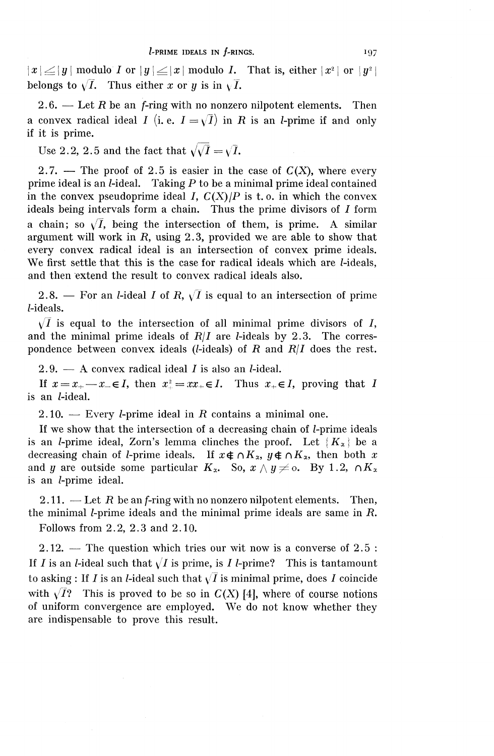$|x| \leq |y|$ modulo $I$ or $|y| \leq |x|$ modulo $I$. That is, either $|x^2|$ or $|y^2|$ belongs to $\sqrt{I}$. Thus either $x$ or $y$ is in $\sqrt{I}$.

2.6. — Let $R$ be an $f$-ring with no nonzero nilpotent elements. Then a convex radical ideal $I$ (i. e. $I = \sqrt{I}$) in $R$ is an $l$-prime if and only if it is prime.

Use 2.2, 2.5 and the fact that $\sqrt{\sqrt{I}} = \sqrt{I}$.

2.7. — The proof of 2.5 is easier in the case of $C(X)$, where every prime ideal is an $l$-ideal. Taking $P$ to be a minimal prime ideal contained in the convex pseudoprime ideal $I$, $C(X)/P$ is t. o. in which the convex ideals being intervals form a chain. Thus the prime divisors of $I$ form a chain; so $\sqrt{I}$, being the intersection of them, is prime. A similar argument will work in $R$, using 2.3, provided we are able to show that every convex radical ideal is an intersection of convex prime ideals. We first settle that this is the case for radical ideals which are $l$-ideals, and then extend the result to convex radical ideals also.

2.8. — For an $l$-ideal $I$ of $R$, $\sqrt{I}$ is equal to an intersection of prime $l$-ideals.

$\sqrt{I}$ is equal to the intersection of all minimal prime divisors of $I$, and the minimal prime ideals of $R/I$ are $l$-ideals by 2.3. The correspondence between convex ideals ($l$-ideals) of $R$ and $R/I$ does the rest.

2.9. — A convex radical ideal $I$ is also an $l$-ideal.

If $x = x_+ - x_- \in I$, then $x_+^2 = xx_+ \in I$. Thus $x_+ \in I$, proving that $I$ is an $l$-ideal.

2.10. — Every $l$-prime ideal in $R$ contains a minimal one.

If we show that the intersection of a decreasing chain of $l$-prime ideals is an $l$-prime ideal, Zorn's lemma clinches the proof. Let $\{K_\alpha\}$ be a decreasing chain of $l$-prime ideals. If $x \notin \cap K_\alpha$, $y \notin \cap K_\alpha$, then both $x$ and $y$ are outside some particular $K_\alpha$. So, $x \wedge y \neq 0$. By 1.2, $\cap K_\alpha$ is an $l$-prime ideal.

2.11. — Let $R$ be an $f$-ring with no nonzero nilpotent elements. Then, the minimal $l$-prime ideals and the minimal prime ideals are same in $R$.

Follows from 2.2, 2.3 and 2.10.

2.12. — The question which tries our wit now is a converse of 2.5 : If $I$ is an $l$-ideal such that $\sqrt{I}$ is prime, is $I$ $l$-prime? This is tantamount to asking : If $I$ is an $l$-ideal such that $\sqrt{I}$ is minimal prime, does $I$ coincide with $\sqrt{I}$? This is proved to be so in $C(X)$ [4], where of course notions of uniform convergence are employed. We do not know whether they are indispensable to prove this result.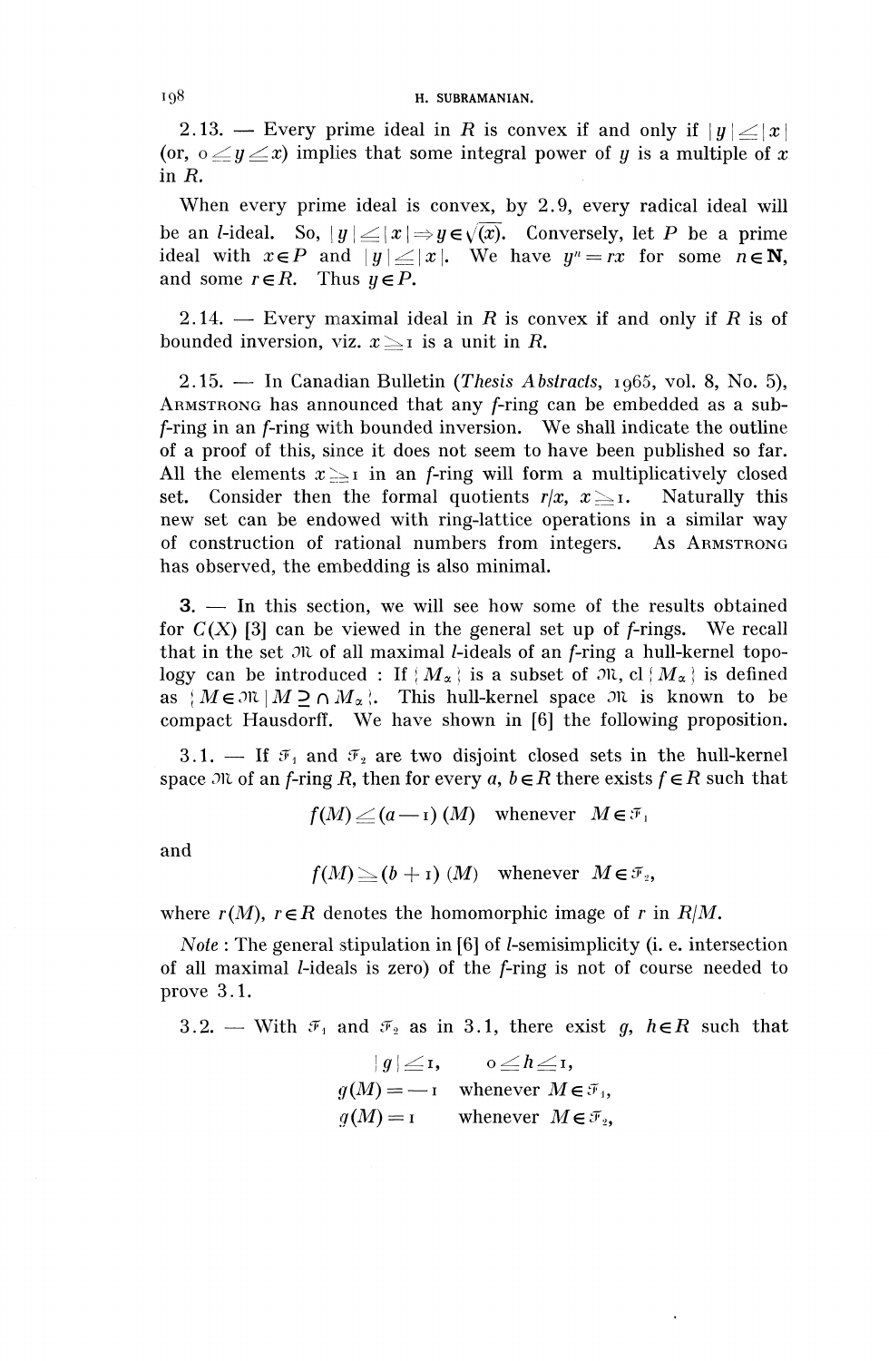2.13. — Every prime ideal in $R$ is convex if and only if $|y| \leq |x|$ (or, $0 \leq y \leq x$) implies that some integral power of $y$ is a multiple of $x$ in $R$.

When every prime ideal is convex, by 2.9, every radical ideal will be an $l$-ideal. So, $|y| \leq |x| \Rightarrow y \in \sqrt{(x)}$. Conversely, let $P$ be a prime ideal with $x \in P$ and $|y| \leq |x|$. We have $y^n = rx$ for some $n \in \mathbf{N}$, and some $r \in R$. Thus $y \in P$.

2.14. — Every maximal ideal in $R$ is convex if and only if $R$ is of bounded inversion, viz. $x \geq 1$ is a unit in $R$.

2.15. — In Canadian Bulletin (*Thesis Abstracts*, 1965, vol. 8, No. 5), ARMSTRONG has announced that any $f$-ring can be embedded as a sub-$f$-ring in an $f$-ring with bounded inversion. We shall indicate the outline of a proof of this, since it does not seem to have been published so far. All the elements $x \geq 1$ in an $f$-ring will form a multiplicatively closed set. Consider then the formal quotients $r/x$, $x \geq 1$. Naturally this new set can be endowed with ring-lattice operations in a similar way of construction of rational numbers from integers. As ARMSTRONG has observed, the embedding is also minimal.

3. — In this section, we will see how some of the results obtained for $C(X)$ [3] can be viewed in the general set up of $f$-rings. We recall that in the set $\mathcal{M}$ of all maximal $l$-ideals of an $f$-ring a hull-kernel topology can be introduced : If $\{M_\alpha\}$ is a subset of $\mathcal{M}$, cl $\{M_\alpha\}$ is defined as $\{M \in \mathcal{M} \mid M \supseteq \cap M_\alpha\}$. This hull-kernel space $\mathcal{M}$ is known to be compact Hausdorff. We have shown in [6] the following proposition.

3.1. — If $\mathcal{F}_1$ and $\mathcal{F}_2$ are two disjoint closed sets in the hull-kernel space $\mathcal{M}$ of an $f$-ring $R$, then for every $a$, $b \in R$ there exists $f \in R$ such that

$$f(M) \leq (a-1)(M) \quad \text{whenever} \quad M \in \mathcal{F}_1$$

and

$$f(M) \geq (b+1)(M) \quad \text{whenever} \quad M \in \mathcal{F}_2,$$

where $r(M)$, $r \in R$ denotes the homomorphic image of $r$ in $R/M$.

*Note* : The general stipulation in [6] of $l$-semisimplicity (i. e. intersection of all maximal $l$-ideals is zero) of the $f$-ring is not of course needed to prove 3.1.

3.2. — With $\mathcal{F}_1$ and $\mathcal{F}_2$ as in 3.1, there exist $g$, $h \in R$ such that

$$|g| \leq 1, \qquad 0 \leq h \leq 1,$$
$$g(M) = -1 \quad \text{whenever} \quad M \in \mathcal{F}_1,$$
$$g(M) = 1 \quad \text{whenever} \quad M \in \mathcal{F}_2,$$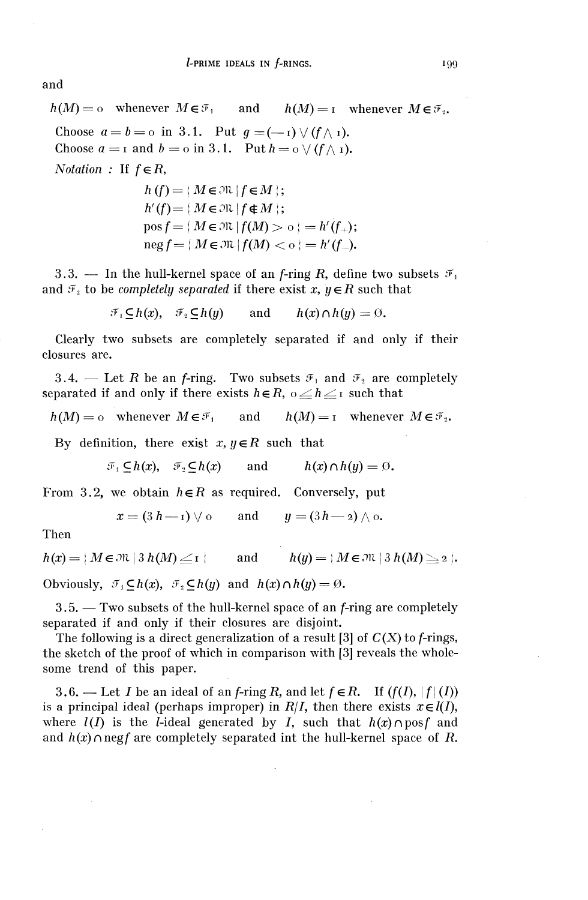and

$h(M) = 0$ whenever $M \in \mathcal{F}_1$ and $h(M) = 1$ whenever $M \in \mathcal{F}_2$.

Choose $a = b = 0$ in 3.1. Put $g = (-1) \vee (f \wedge 1)$.

Choose $a = 1$ and $b = 0$ in 3.1. Put $h = 0 \vee (f \wedge 1)$.

*Notation* : If $f \in R$,

$$h(f) = \{ M \in \mathfrak{M} \mid f \in M \};$$
$$h'(f) = \{ M \in \mathfrak{M} \mid f \notin M \};$$
$$\operatorname{pos} f = \{ M \in \mathfrak{M} \mid f(M) > 0 \} = h'(f_+);$$
$$\operatorname{neg} f = \{ M \in \mathfrak{M} \mid f(M) < 0 \} = h'(f_-).$$

3.3. — In the hull-kernel space of an $f$-ring $R$, define two subsets $\mathcal{F}_1$ and $\mathcal{F}_2$ to be *completely separated* if there exist $x, y \in R$ such that

$$\mathcal{F}_1 \subseteq h(x), \quad \mathcal{F}_2 \subseteq h(y) \quad \text{and} \quad h(x) \cap h(y) = \emptyset.$$

Clearly two subsets are completely separated if and only if their closures are.

3.4. — Let $R$ be an $f$-ring. Two subsets $\mathcal{F}_1$ and $\mathcal{F}_2$ are completely separated if and only if there exists $h \in R$, $0 \leq h \leq 1$ such that

$h(M) = 0$ whenever $M \in \mathcal{F}_1$ and $h(M) = 1$ whenever $M \in \mathcal{F}_2$.

By definition, there exist $x, y \in R$ such that

$$\mathcal{F}_1 \subseteq h(x), \quad \mathcal{F}_2 \subseteq h(x) \quad \text{and} \quad h(x) \cap h(y) = \emptyset.$$

From 3.2, we obtain $h \in R$ as required. Conversely, put

$$x = (3h - 1) \vee 0 \quad \text{and} \quad y = (3h - 2) \wedge 0.$$

Then

$$h(x) = \{ M \in \mathfrak{M} \mid 3h(M) \leq 1 \} \quad \text{and} \quad h(y) = \{ M \in \mathfrak{M} \mid 3h(M) \geq 2 \}.$$

Obviously, $\mathcal{F}_1 \subseteq h(x)$, $\mathcal{F}_2 \subseteq h(y)$ and $h(x) \cap h(y) = \emptyset$.

3.5. — Two subsets of the hull-kernel space of an $f$-ring are completely separated if and only if their closures are disjoint.

The following is a direct generalization of a result [3] of $C(X)$ to $f$-rings, the sketch of the proof of which in comparison with [3] reveals the wholesome trend of this paper.

3.6. — Let $I$ be an ideal of an $f$-ring $R$, and let $f \in R$. If $(f(I), |f|(I))$ is a principal ideal (perhaps improper) in $R/I$, then there exists $x \in l(I)$, where $l(I)$ is the $l$-ideal generated by $I$, such that $h(x) \cap \operatorname{pos} f$ and and $h(x) \cap \operatorname{neg} f$ are completely separated int the hull-kernel space of $R$.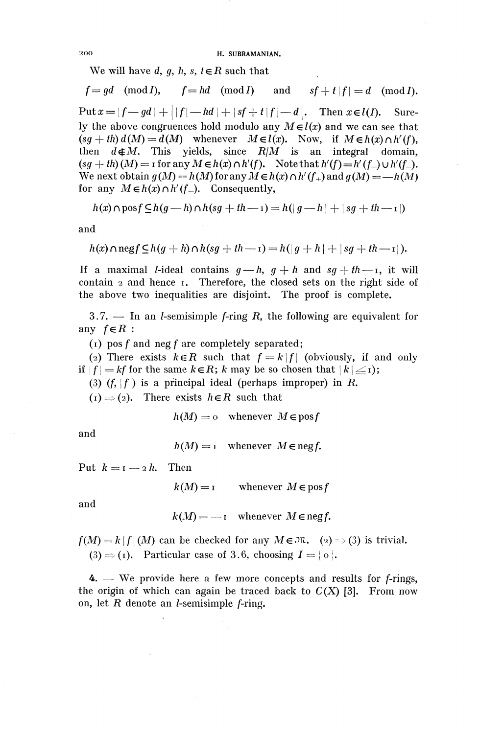We will have $d, g, h, s, t \in R$ such that

$$f = gd \pmod{I}, \qquad f = hd \pmod{I} \qquad \text{and} \qquad sf + t|f| = d \pmod{I}.$$

Put $x = |f - gd| + \big||f| - hd\big| + |sf + t|f| - d\big|$. Then $x \in l(I)$. Surely the above congruences hold modulo any $M \in l(x)$ and we can see that $(sg + th)\, d(M) = d(M)$ whenever $M \in l(x)$. Now, if $M \in h(x) \cap h'(f)$, then $d \notin M$. This yields, since $R/M$ is an integral domain, $(sg + th)(M) = 1$ for any $M \in h(x) \cap h'(f)$. Note that $h'(f) = h'(f_+) \cup h'(f_-)$. We next obtain $g(M) = h(M)$ for any $M \in h(x) \cap h'(f_+)$ and $g(M) = -h(M)$ for any $M \in h(x) \cap h'(f_-)$. Consequently,

$$h(x) \cap \operatorname{pos} f \subseteq h(g - h) \cap h(sg + th - 1) = h(|g - h| + |sg + th - 1|)$$

and

$$h(x) \cap \operatorname{neg} f \subseteq h(g + h) \cap h(sg + th - 1) = h(|g + h| + |sg + th - 1|).$$

If a maximal $l$-ideal contains $g - h$, $g + h$ and $sg + th - 1$, it will contain $2$ and hence $1$. Therefore, the closed sets on the right side of the above two inequalities are disjoint. The proof is complete.

3.7. — In an $l$-semisimple $f$-ring $R$, the following are equivalent for any $f \in R$ :

(1) $\operatorname{pos} f$ and $\operatorname{neg} f$ are completely separated;

(2) There exists $k \in R$ such that $f = k|f|$ (obviously, if and only if $|f| = kf$ for the same $k \in R$; $k$ may be so chosen that $|k| \leq 1$);

(3) $(f, |f|)$ is a principal ideal (perhaps improper) in $R$.

(1) $\Rightarrow$ (2). There exists $h \in R$ such that

$$h(M) = 0 \quad \text{whenever } M \in \operatorname{pos} f$$

and

$$h(M) = 1 \quad \text{whenever } M \in \operatorname{neg} f.$$

Put $k = 1 - 2h$. Then

$$k(M) = 1 \qquad \text{whenever } M \in \operatorname{pos} f$$

and

$$k(M) = -1 \quad \text{whenever } M \in \operatorname{neg} f.$$

$f(M) = k|f|(M)$ can be checked for any $M \in \mathfrak{M}$. (2) $\Rightarrow$ (3) is trivial.

(3) $\Rightarrow$ (1). Particular case of 3.6, choosing $I = \{0\}$.

4. — We provide here a few more concepts and results for $f$-rings, the origin of which can again be traced back to $C(X)$ [3]. From now on, let $R$ denote an $l$-semisimple $f$-ring.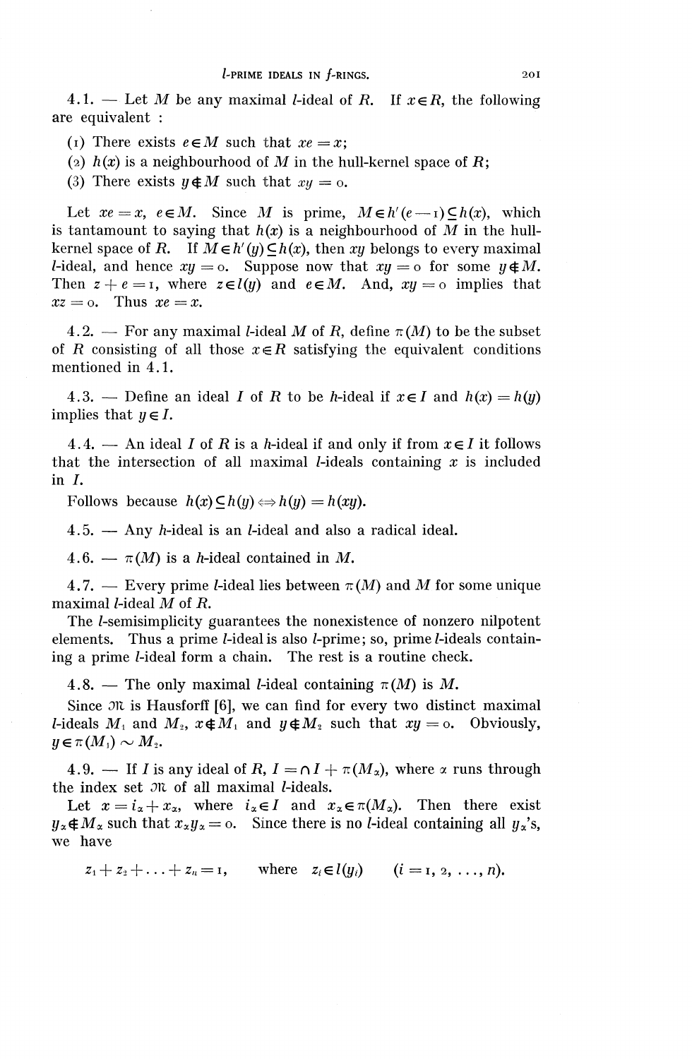4.1. — Let $M$ be any maximal $l$-ideal of $R$. If $x \in R$, the following are equivalent :

(1) There exists $e \in M$ such that $xe = x$;

(2) $h(x)$ is a neighbourhood of $M$ in the hull-kernel space of $R$;

(3) There exists $y \notin M$ such that $xy = 0$.

Let $xe = x$, $e \in M$. Since $M$ is prime, $M \in h'(e - 1) \subseteq h(x)$, which is tantamount to saying that $h(x)$ is a neighbourhood of $M$ in the hull-kernel space of $R$. If $M \in h'(y) \subseteq h(x)$, then $xy$ belongs to every maximal $l$-ideal, and hence $xy = 0$. Suppose now that $xy = 0$ for some $y \notin M$. Then $z + e = 1$, where $z \in l(y)$ and $e \in M$. And, $xy = 0$ implies that $xz = 0$. Thus $xe = x$.

4.2. — For any maximal $l$-ideal $M$ of $R$, define $\pi(M)$ to be the subset of $R$ consisting of all those $x \in R$ satisfying the equivalent conditions mentioned in 4.1.

4.3. — Define an ideal $I$ of $R$ to be $h$-ideal if $x \in I$ and $h(x) = h(y)$ implies that $y \in I$.

4.4. — An ideal $I$ of $R$ is a $h$-ideal if and only if from $x \in I$ it follows that the intersection of all maximal $l$-ideals containing $x$ is included in $I$.

Follows because $h(x) \subseteq h(y) \Leftrightarrow h(y) = h(xy)$.

4.5. — Any $h$-ideal is an $l$-ideal and also a radical ideal.

4.6. — $\pi(M)$ is a $h$-ideal contained in $M$.

4.7. — Every prime $l$-ideal lies between $\pi(M)$ and $M$ for some unique maximal $l$-ideal $M$ of $R$.

The $l$-semisimplicity guarantees the nonexistence of nonzero nilpotent elements. Thus a prime $l$-ideal is also $l$-prime; so, prime $l$-ideals containing a prime $l$-ideal form a chain. The rest is a routine check.

4.8. — The only maximal $l$-ideal containing $\pi(M)$ is $M$.

Since $\mathfrak{M}$ is Hausforff [6], we can find for every two distinct maximal $l$-ideals $M_1$ and $M_2$, $x \notin M_1$ and $y \notin M_2$ such that $xy = 0$. Obviously, $y \in \pi(M_1) \sim M_2$.

4.9. — If $I$ is any ideal of $R$, $I = \cap I + \pi(M_\alpha)$, where $\alpha$ runs through the index set $\mathfrak{M}$ of all maximal $l$-ideals.

Let $x = i_\alpha + x_\alpha$, where $i_\alpha \in I$ and $x_\alpha \in \pi(M_\alpha)$. Then there exist $y_\alpha \notin M_\alpha$ such that $x_\alpha y_\alpha = 0$. Since there is no $l$-ideal containing all $y_\alpha$'s, we have

$$z_1 + z_2 + \ldots + z_n = 1, \qquad \text{where } z_i \in l(y_i) \qquad (i = 1, 2, \ldots, n).$$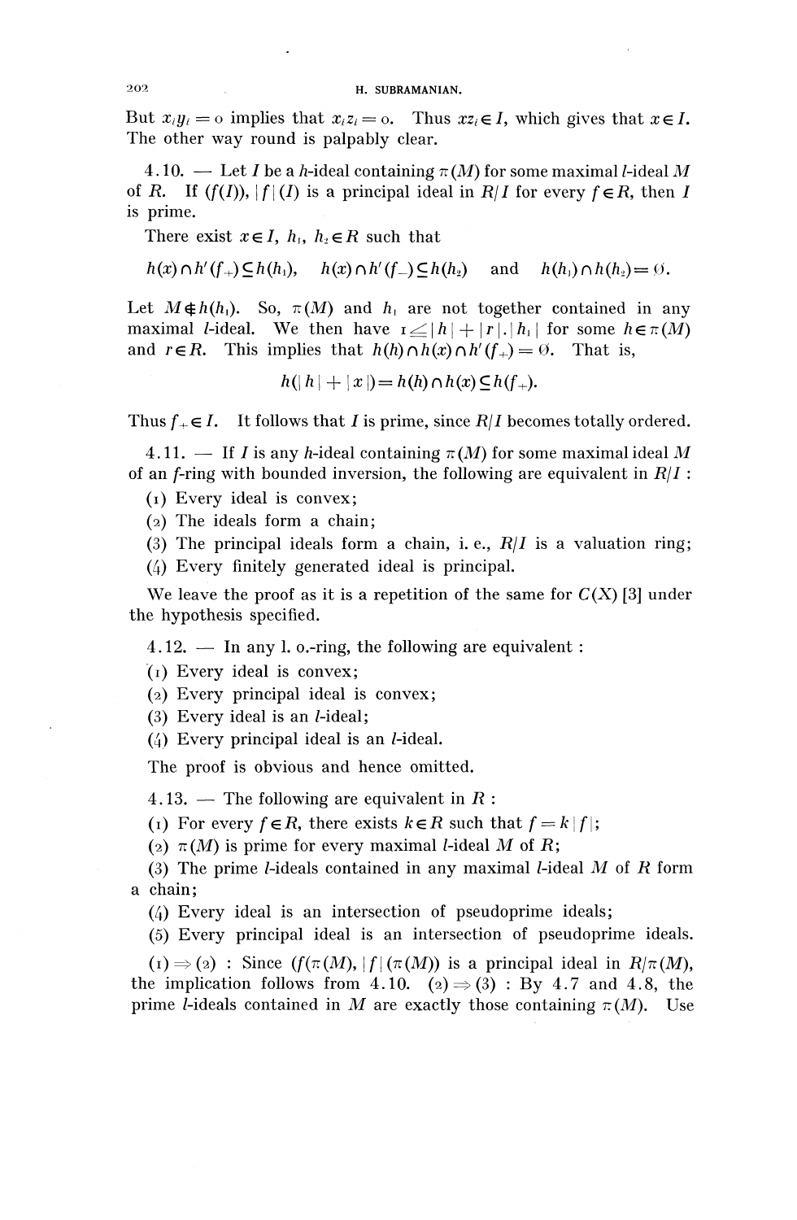But $x_i y_i = 0$ implies that $x_i z_i = 0$. Thus $xz_i \in I$, which gives that $x \in I$. The other way round is palpably clear.

4.10. — Let $I$ be a $h$-ideal containing $\pi(M)$ for some maximal $l$-ideal $M$ of $R$. If $(f(I)), |f|(I)$ is a principal ideal in $R/I$ for every $f \in R$, then $I$ is prime.

There exist $x \in I$, $h_1$, $h_2 \in R$ such that

$$h(x) \cap h'(f_+) \subseteq h(h_1), \quad h(x) \cap h'(f_-) \subseteq h(h_2) \quad \text{and} \quad h(h_1) \cap h(h_2) = \emptyset.$$

Let $M \notin h(h_1)$. So, $\pi(M)$ and $h_1$ are not together contained in any maximal $l$-ideal. We then have $1 \leq |h| + |r|.|h_1|$ for some $h \in \pi(M)$ and $r \in R$. This implies that $h(h) \cap h(x) \cap h'(f_+) = \emptyset$. That is,

$$h(|h| + |x|) = h(h) \cap h(x) \subseteq h(f_+).$$

Thus $f_+ \in I$. It follows that $I$ is prime, since $R/I$ becomes totally ordered.

4.11. — If $I$ is any $h$-ideal containing $\pi(M)$ for some maximal ideal $M$ of an $f$-ring with bounded inversion, the following are equivalent in $R/I$ :

(1) Every ideal is convex;

(2) The ideals form a chain;

(3) The principal ideals form a chain, i. e., $R/I$ is a valuation ring;

(4) Every finitely generated ideal is principal.

We leave the proof as it is a repetition of the same for $C(X)$ [3] under the hypothesis specified.

4.12. — In any l. o.-ring, the following are equivalent :

(1) Every ideal is convex;

(2) Every principal ideal is convex;

(3) Every ideal is an $l$-ideal;

(4) Every principal ideal is an $l$-ideal.

The proof is obvious and hence omitted.

4.13. — The following are equivalent in $R$ :

(1) For every $f \in R$, there exists $k \in R$ such that $f = k|f|$;

(2) $\pi(M)$ is prime for every maximal $l$-ideal $M$ of $R$;

(3) The prime $l$-ideals contained in any maximal $l$-ideal $M$ of $R$ form a chain;

(4) Every ideal is an intersection of pseudoprime ideals;

(5) Every principal ideal is an intersection of pseudoprime ideals.

(1) $\Rightarrow$ (2) : Since $(f(\pi(M)), |f|(\pi(M))$ is a principal ideal in $R/\pi(M)$, the implication follows from 4.10. (2) $\Rightarrow$ (3) : By 4.7 and 4.8, the prime $l$-ideals contained in $M$ are exactly those containing $\pi(M)$. Use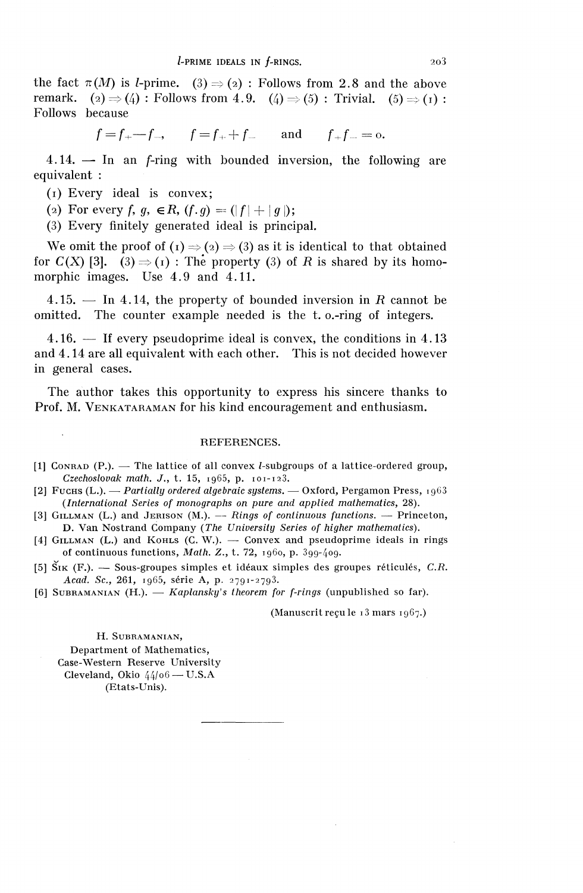the fact $\pi(M)$ is $l$-prime. (3) $\Rightarrow$ (2) : Follows from 2.8 and the above remark. (2) $\Rightarrow$ (4) : Follows from 4.9. (4) $\Rightarrow$ (5) : Trivial. (5) $\Rightarrow$ (1) : Follows because

$$f = f_+ - f_-, \qquad f = f_+ + f_- \qquad \text{and} \qquad f_+ f_- = 0.$$

4.14. — In an $f$-ring with bounded inversion, the following are equivalent :

(1) Every ideal is convex;

(2) For every $f$, $g$, $\in R$, $(f.g) = (|f| + |g|)$;

(3) Every finitely generated ideal is principal.

We omit the proof of (1) $\Rightarrow$ (2) $\Rightarrow$ (3) as it is identical to that obtained for $C(X)$ [3]. (3) $\Rightarrow$ (1) : The property (3) of $R$ is shared by its homomorphic images. Use 4.9 and 4.11.

4.15. — In 4.14, the property of bounded inversion in $R$ cannot be omitted. The counter example needed is the t. o.-ring of integers.

4.16. — If every pseudoprime ideal is convex, the conditions in 4.13 and 4.14 are all equivalent with each other. This is not decided however in general cases.

The author takes this opportunity to express his sincere thanks to Prof. M. Venkataraman for his kind encouragement and enthusiasm.

## REFERENCES.

[1] Conrad (P.). — The lattice of all convex $l$-subgroups of a lattice-ordered group, *Czechoslovak math. J.*, t. 15, 1965, p. 101-123.

[2] Fuchs (L.). — *Partially ordered algebraic systems.* — Oxford, Pergamon Press, 1963 (*International Series of monographs on pure and applied mathematics*, 28).

[3] Gillman (L.) and Jerison (M.). — *Rings of continuous functions.* — Princeton, D. Van Nostrand Company (*The University Series of higher mathematics*).

[4] Gillman (L.) and Kohls (C. W.). — Convex and pseudoprime ideals in rings of continuous functions, *Math. Z.*, t. 72, 1960, p. 399-409.

[5] Šik (F.). — Sous-groupes simples et idéaux simples des groupes réticulés, *C.R. Acad. Sc.*, 261, 1965, série A, p. 2791-2793.

[6] Subramanian (H.). — *Kaplansky's theorem for f-rings* (unpublished so far).

(Manuscrit reçu le 13 mars 1967.)

H. Subramanian,
Department of Mathematics,
Case-Western Reserve University
Cleveland, Okio 44/06 — U.S.A
(Etats-Unis).